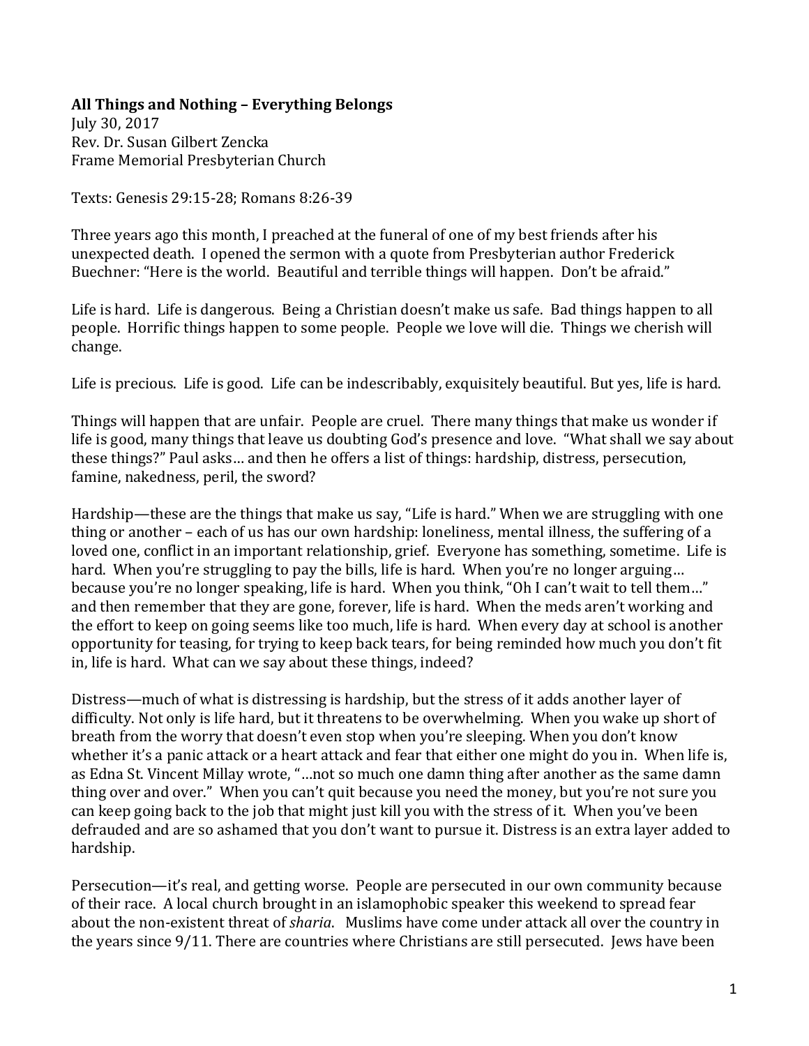**All Things and Nothing – Everything Belongs**

July 30, 2017
Rev. Dr. Susan Gilbert Zencka
Frame Memorial Presbyterian Church

Texts: Genesis 29:15-28; Romans 8:26-39

Three years ago this month, I preached at the funeral of one of my best friends after his unexpected death. I opened the sermon with a quote from Presbyterian author Frederick Buechner: "Here is the world. Beautiful and terrible things will happen. Don't be afraid."

Life is hard. Life is dangerous. Being a Christian doesn't make us safe. Bad things happen to all people. Horrific things happen to some people. People we love will die. Things we cherish will change.

Life is precious. Life is good. Life can be indescribably, exquisitely beautiful. But yes, life is hard.

Things will happen that are unfair. People are cruel. There many things that make us wonder if life is good, many things that leave us doubting God's presence and love. "What shall we say about these things?" Paul asks… and then he offers a list of things: hardship, distress, persecution, famine, nakedness, peril, the sword?

Hardship—these are the things that make us say, "Life is hard." When we are struggling with one thing or another – each of us has our own hardship: loneliness, mental illness, the suffering of a loved one, conflict in an important relationship, grief. Everyone has something, sometime. Life is hard. When you're struggling to pay the bills, life is hard. When you're no longer arguing… because you're no longer speaking, life is hard. When you think, "Oh I can't wait to tell them…" and then remember that they are gone, forever, life is hard. When the meds aren't working and the effort to keep on going seems like too much, life is hard. When every day at school is another opportunity for teasing, for trying to keep back tears, for being reminded how much you don't fit in, life is hard. What can we say about these things, indeed?

Distress—much of what is distressing is hardship, but the stress of it adds another layer of difficulty. Not only is life hard, but it threatens to be overwhelming. When you wake up short of breath from the worry that doesn't even stop when you're sleeping. When you don't know whether it's a panic attack or a heart attack and fear that either one might do you in. When life is, as Edna St. Vincent Millay wrote, "…not so much one damn thing after another as the same damn thing over and over." When you can't quit because you need the money, but you're not sure you can keep going back to the job that might just kill you with the stress of it. When you've been defrauded and are so ashamed that you don't want to pursue it. Distress is an extra layer added to hardship.

Persecution—it's real, and getting worse. People are persecuted in our own community because of their race. A local church brought in an islamophobic speaker this weekend to spread fear about the non-existent threat of *sharia*. Muslims have come under attack all over the country in the years since 9/11. There are countries where Christians are still persecuted. Jews have been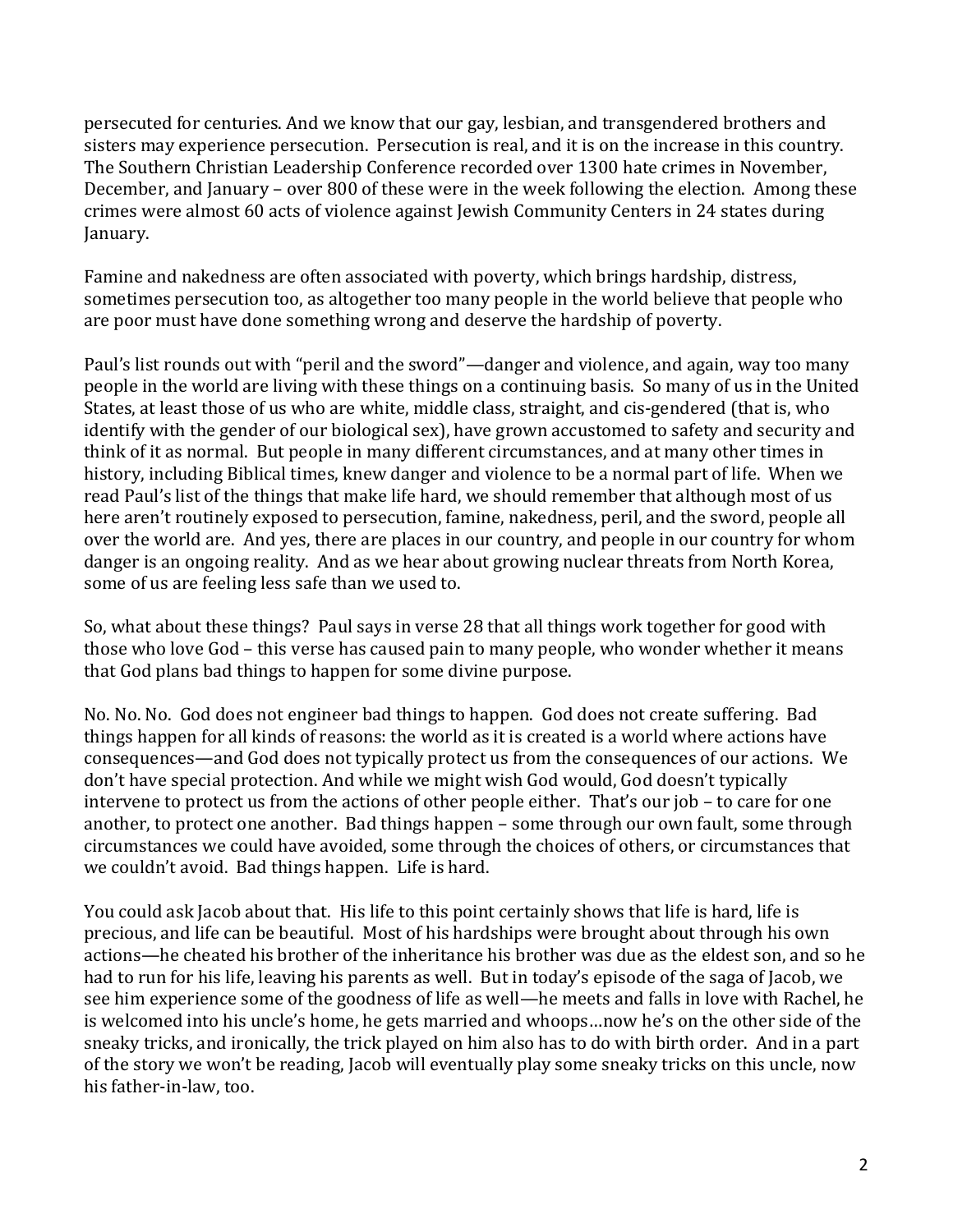persecuted for centuries. And we know that our gay, lesbian, and transgendered brothers and sisters may experience persecution. Persecution is real, and it is on the increase in this country. The Southern Christian Leadership Conference recorded over 1300 hate crimes in November, December, and January – over 800 of these were in the week following the election. Among these crimes were almost 60 acts of violence against Jewish Community Centers in 24 states during January.

Famine and nakedness are often associated with poverty, which brings hardship, distress, sometimes persecution too, as altogether too many people in the world believe that people who are poor must have done something wrong and deserve the hardship of poverty.

Paul's list rounds out with "peril and the sword"—danger and violence, and again, way too many people in the world are living with these things on a continuing basis. So many of us in the United States, at least those of us who are white, middle class, straight, and cis-gendered (that is, who identify with the gender of our biological sex), have grown accustomed to safety and security and think of it as normal. But people in many different circumstances, and at many other times in history, including Biblical times, knew danger and violence to be a normal part of life. When we read Paul's list of the things that make life hard, we should remember that although most of us here aren't routinely exposed to persecution, famine, nakedness, peril, and the sword, people all over the world are. And yes, there are places in our country, and people in our country for whom danger is an ongoing reality. And as we hear about growing nuclear threats from North Korea, some of us are feeling less safe than we used to.

So, what about these things? Paul says in verse 28 that all things work together for good with those who love God – this verse has caused pain to many people, who wonder whether it means that God plans bad things to happen for some divine purpose.

No. No. No. God does not engineer bad things to happen. God does not create suffering. Bad things happen for all kinds of reasons: the world as it is created is a world where actions have consequences—and God does not typically protect us from the consequences of our actions. We don't have special protection. And while we might wish God would, God doesn't typically intervene to protect us from the actions of other people either. That's our job – to care for one another, to protect one another. Bad things happen – some through our own fault, some through circumstances we could have avoided, some through the choices of others, or circumstances that we couldn't avoid. Bad things happen. Life is hard.

You could ask Jacob about that. His life to this point certainly shows that life is hard, life is precious, and life can be beautiful. Most of his hardships were brought about through his own actions—he cheated his brother of the inheritance his brother was due as the eldest son, and so he had to run for his life, leaving his parents as well. But in today's episode of the saga of Jacob, we see him experience some of the goodness of life as well—he meets and falls in love with Rachel, he is welcomed into his uncle's home, he gets married and whoops…now he's on the other side of the sneaky tricks, and ironically, the trick played on him also has to do with birth order. And in a part of the story we won't be reading, Jacob will eventually play some sneaky tricks on this uncle, now his father-in-law, too.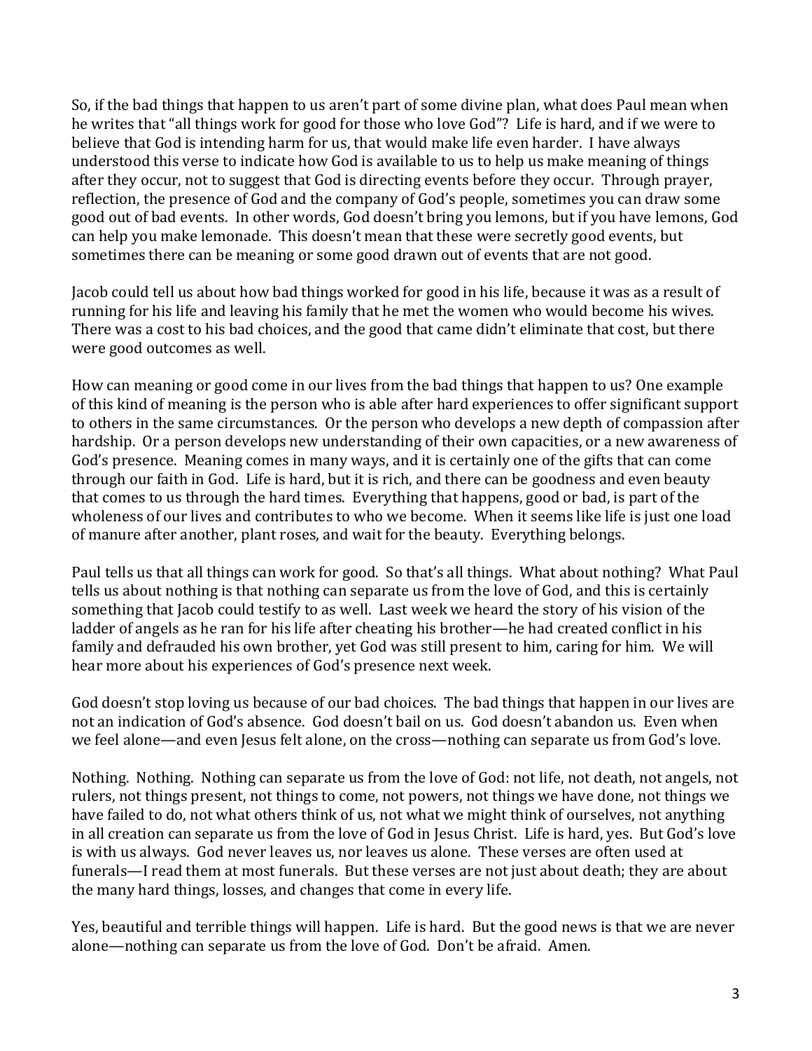So, if the bad things that happen to us aren't part of some divine plan, what does Paul mean when he writes that "all things work for good for those who love God"? Life is hard, and if we were to believe that God is intending harm for us, that would make life even harder. I have always understood this verse to indicate how God is available to us to help us make meaning of things after they occur, not to suggest that God is directing events before they occur. Through prayer, reflection, the presence of God and the company of God's people, sometimes you can draw some good out of bad events. In other words, God doesn't bring you lemons, but if you have lemons, God can help you make lemonade. This doesn't mean that these were secretly good events, but sometimes there can be meaning or some good drawn out of events that are not good.

Jacob could tell us about how bad things worked for good in his life, because it was as a result of running for his life and leaving his family that he met the women who would become his wives. There was a cost to his bad choices, and the good that came didn't eliminate that cost, but there were good outcomes as well.

How can meaning or good come in our lives from the bad things that happen to us? One example of this kind of meaning is the person who is able after hard experiences to offer significant support to others in the same circumstances. Or the person who develops a new depth of compassion after hardship. Or a person develops new understanding of their own capacities, or a new awareness of God's presence. Meaning comes in many ways, and it is certainly one of the gifts that can come through our faith in God. Life is hard, but it is rich, and there can be goodness and even beauty that comes to us through the hard times. Everything that happens, good or bad, is part of the wholeness of our lives and contributes to who we become. When it seems like life is just one load of manure after another, plant roses, and wait for the beauty. Everything belongs.

Paul tells us that all things can work for good. So that's all things. What about nothing? What Paul tells us about nothing is that nothing can separate us from the love of God, and this is certainly something that Jacob could testify to as well. Last week we heard the story of his vision of the ladder of angels as he ran for his life after cheating his brother—he had created conflict in his family and defrauded his own brother, yet God was still present to him, caring for him. We will hear more about his experiences of God's presence next week.

God doesn't stop loving us because of our bad choices. The bad things that happen in our lives are not an indication of God's absence. God doesn't bail on us. God doesn't abandon us. Even when we feel alone—and even Jesus felt alone, on the cross—nothing can separate us from God's love.

Nothing. Nothing. Nothing can separate us from the love of God: not life, not death, not angels, not rulers, not things present, not things to come, not powers, not things we have done, not things we have failed to do, not what others think of us, not what we might think of ourselves, not anything in all creation can separate us from the love of God in Jesus Christ. Life is hard, yes. But God's love is with us always. God never leaves us, nor leaves us alone. These verses are often used at funerals—I read them at most funerals. But these verses are not just about death; they are about the many hard things, losses, and changes that come in every life.

Yes, beautiful and terrible things will happen. Life is hard. But the good news is that we are never alone—nothing can separate us from the love of God. Don't be afraid. Amen.